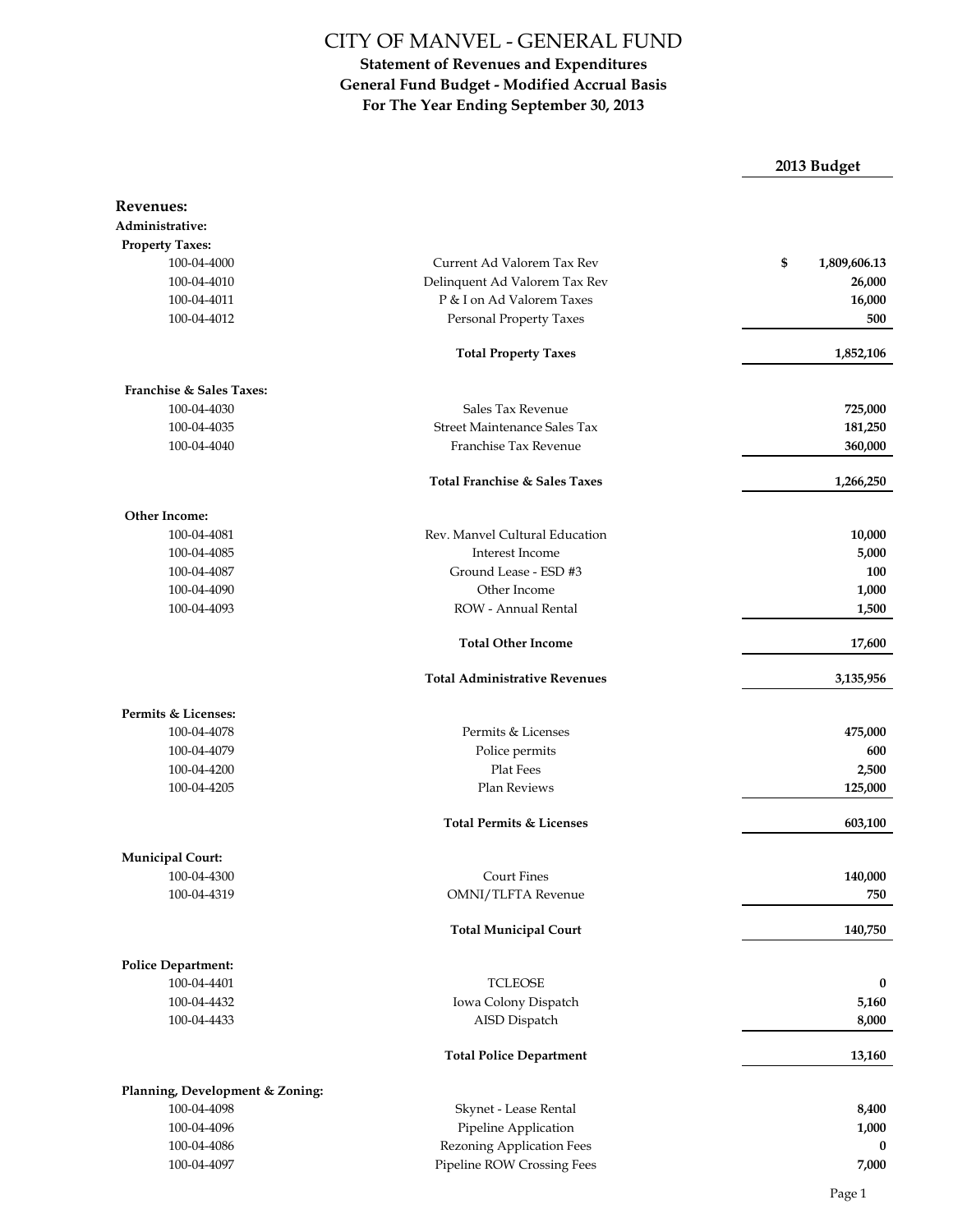# CITY OF MANVEL - GENERAL FUND

## Statement of Revenues and Expenditures
## General Fund Budget - Modified Accrual Basis
## For The Year Ending September 30, 2013

| | | 2013 Budget |
|---|---|---|
| **Revenues:** | | |
| **Administrative:** | | |
| **Property Taxes:** | | |
| 100-04-4000 | Current Ad Valorem Tax Rev | **$ 1,809,606.13** |
| 100-04-4010 | Delinquent Ad Valorem Tax Rev | **26,000** |
| 100-04-4011 | P & I on Ad Valorem Taxes | **16,000** |
| 100-04-4012 | Personal Property Taxes | **500** |
| | **Total Property Taxes** | **1,852,106** |
| **Franchise & Sales Taxes:** | | |
| 100-04-4030 | Sales Tax Revenue | **725,000** |
| 100-04-4035 | Street Maintenance Sales Tax | **181,250** |
| 100-04-4040 | Franchise Tax Revenue | **360,000** |
| | **Total Franchise & Sales Taxes** | **1,266,250** |
| **Other Income:** | | |
| 100-04-4081 | Rev. Manvel Cultural Education | **10,000** |
| 100-04-4085 | Interest Income | **5,000** |
| 100-04-4087 | Ground Lease - ESD #3 | **100** |
| 100-04-4090 | Other Income | **1,000** |
| 100-04-4093 | ROW - Annual Rental | **1,500** |
| | **Total Other Income** | **17,600** |
| | **Total Administrative Revenues** | **3,135,956** |
| **Permits & Licenses:** | | |
| 100-04-4078 | Permits & Licenses | **475,000** |
| 100-04-4079 | Police permits | **600** |
| 100-04-4200 | Plat Fees | **2,500** |
| 100-04-4205 | Plan Reviews | **125,000** |
| | **Total Permits & Licenses** | **603,100** |
| **Municipal Court:** | | |
| 100-04-4300 | Court Fines | **140,000** |
| 100-04-4319 | OMNI/TLFTA Revenue | **750** |
| | **Total Municipal Court** | **140,750** |
| **Police Department:** | | |
| 100-04-4401 | TCLEOSE | **0** |
| 100-04-4432 | Iowa Colony Dispatch | **5,160** |
| 100-04-4433 | AISD Dispatch | **8,000** |
| | **Total Police Department** | **13,160** |
| **Planning, Development & Zoning:** | | |
| 100-04-4098 | Skynet - Lease Rental | **8,400** |
| 100-04-4096 | Pipeline Application | **1,000** |
| 100-04-4086 | Rezoning Application Fees | **0** |
| 100-04-4097 | Pipeline ROW Crossing Fees | **7,000** |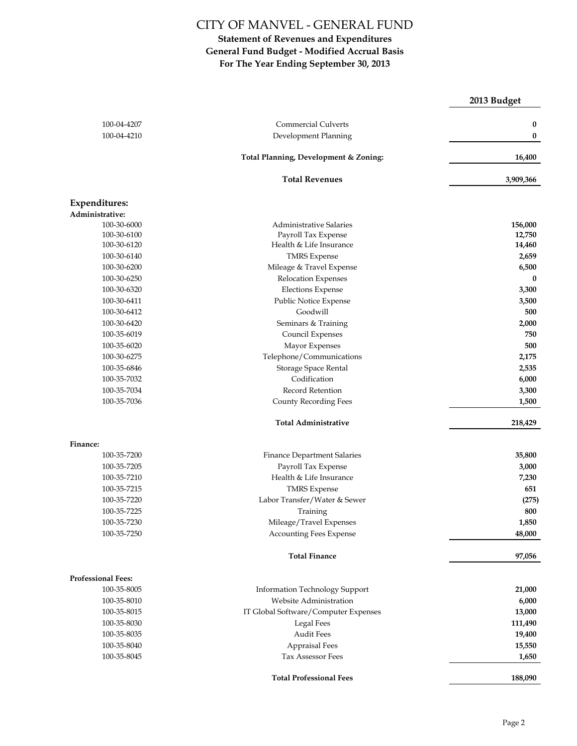# CITY OF MANVEL - GENERAL FUND

## Statement of Revenues and Expenditures
## General Fund Budget - Modified Accrual Basis
## For The Year Ending September 30, 2013

| | | 2013 Budget |
|---|---|---|
| 100-04-4207 | Commercial Culverts | 0 |
| 100-04-4210 | Development Planning | 0 |
| | **Total Planning, Development & Zoning:** | **16,400** |
| | **Total Revenues** | **3,909,366** |
| **Expenditures:** | | |
| **Administrative:** | | |
| 100-30-6000 | Administrative Salaries | 156,000 |
| 100-30-6100 | Payroll Tax Expense | 12,750 |
| 100-30-6120 | Health & Life Insurance | 14,460 |
| 100-30-6140 | TMRS Expense | 2,659 |
| 100-30-6200 | Mileage & Travel Expense | 6,500 |
| 100-30-6250 | Relocation Expenses | 0 |
| 100-30-6320 | Elections Expense | 3,300 |
| 100-30-6411 | Public Notice Expense | 3,500 |
| 100-30-6412 | Goodwill | 500 |
| 100-30-6420 | Seminars & Training | 2,000 |
| 100-35-6019 | Council Expenses | 750 |
| 100-35-6020 | Mayor Expenses | 500 |
| 100-30-6275 | Telephone/Communications | 2,175 |
| 100-35-6846 | Storage Space Rental | 2,535 |
| 100-35-7032 | Codification | 6,000 |
| 100-35-7034 | Record Retention | 3,300 |
| 100-35-7036 | County Recording Fees | 1,500 |
| | **Total Administrative** | **218,429** |
| **Finance:** | | |
| 100-35-7200 | Finance Department Salaries | 35,800 |
| 100-35-7205 | Payroll Tax Expense | 3,000 |
| 100-35-7210 | Health & Life Insurance | 7,230 |
| 100-35-7215 | TMRS Expense | 651 |
| 100-35-7220 | Labor Transfer/Water & Sewer | (275) |
| 100-35-7225 | Training | 800 |
| 100-35-7230 | Mileage/Travel Expenses | 1,850 |
| 100-35-7250 | Accounting Fees Expense | 48,000 |
| | **Total Finance** | **97,056** |
| **Professional Fees:** | | |
| 100-35-8005 | Information Technology Support | 21,000 |
| 100-35-8010 | Website Administration | 6,000 |
| 100-35-8015 | IT Global Software/Computer Expenses | 13,000 |
| 100-35-8030 | Legal Fees | 111,490 |
| 100-35-8035 | Audit Fees | 19,400 |
| 100-35-8040 | Appraisal Fees | 15,550 |
| 100-35-8045 | Tax Assessor Fees | 1,650 |
| | **Total Professional Fees** | **188,090** |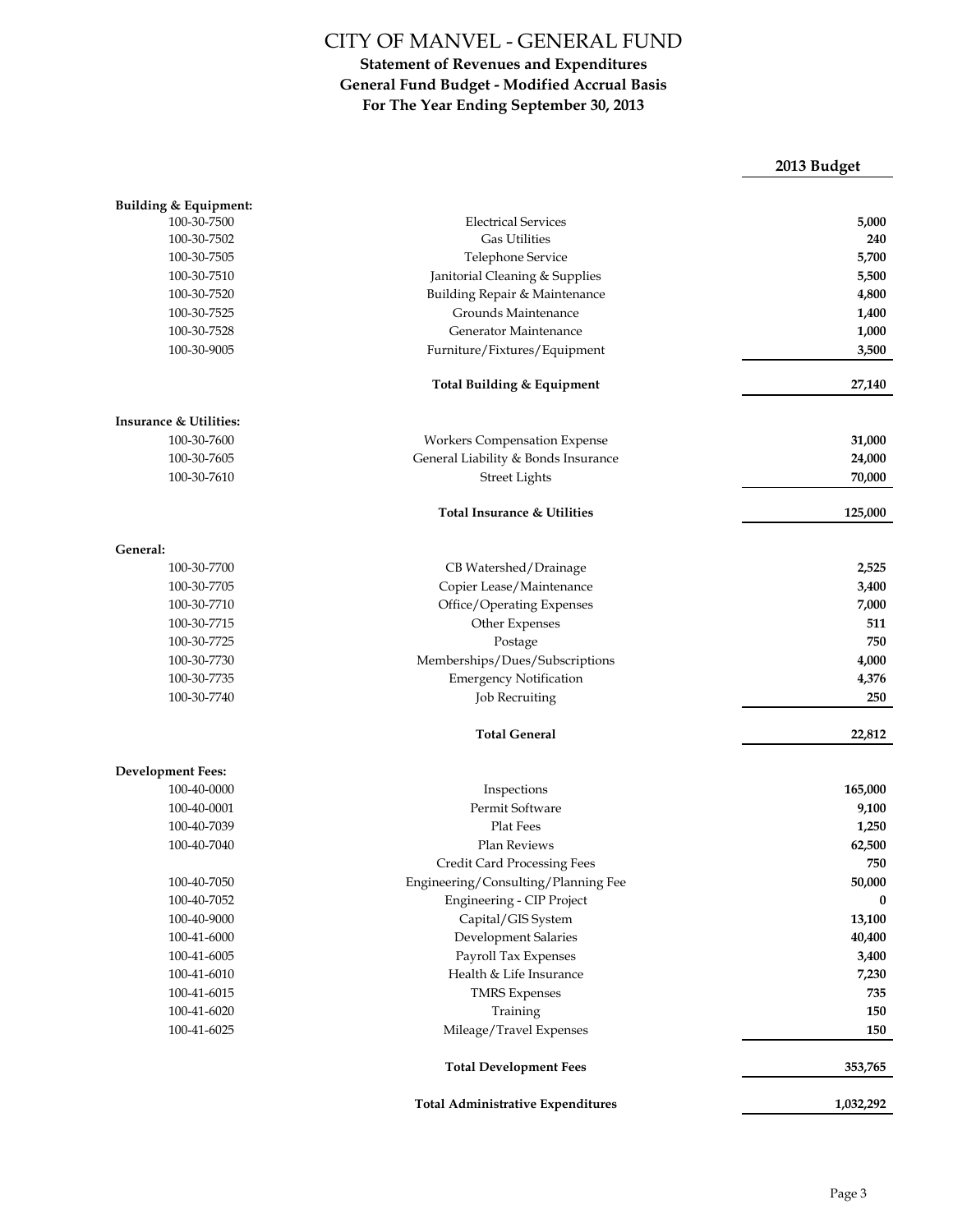# CITY OF MANVEL - GENERAL FUND

**Statement of Revenues and Expenditures**
**General Fund Budget - Modified Accrual Basis**
**For The Year Ending September 30, 2013**

| | | **2013 Budget** |
|---|---|---|
| **Building & Equipment:** | | |
| 100-30-7500 | Electrical Services | **5,000** |
| 100-30-7502 | Gas Utilities | **240** |
| 100-30-7505 | Telephone Service | **5,700** |
| 100-30-7510 | Janitorial Cleaning & Supplies | **5,500** |
| 100-30-7520 | Building Repair & Maintenance | **4,800** |
| 100-30-7525 | Grounds Maintenance | **1,400** |
| 100-30-7528 | Generator Maintenance | **1,000** |
| 100-30-9005 | Furniture/Fixtures/Equipment | **3,500** |
| | **Total Building & Equipment** | **27,140** |
| **Insurance & Utilities:** | | |
| 100-30-7600 | Workers Compensation Expense | **31,000** |
| 100-30-7605 | General Liability & Bonds Insurance | **24,000** |
| 100-30-7610 | Street Lights | **70,000** |
| | **Total Insurance & Utilities** | **125,000** |
| **General:** | | |
| 100-30-7700 | CB Watershed/Drainage | **2,525** |
| 100-30-7705 | Copier Lease/Maintenance | **3,400** |
| 100-30-7710 | Office/Operating Expenses | **7,000** |
| 100-30-7715 | Other Expenses | **511** |
| 100-30-7725 | Postage | **750** |
| 100-30-7730 | Memberships/Dues/Subscriptions | **4,000** |
| 100-30-7735 | Emergency Notification | **4,376** |
| 100-30-7740 | Job Recruiting | **250** |
| | **Total General** | **22,812** |
| **Development Fees:** | | |
| 100-40-0000 | Inspections | **165,000** |
| 100-40-0001 | Permit Software | **9,100** |
| 100-40-7039 | Plat Fees | **1,250** |
| 100-40-7040 | Plan Reviews | **62,500** |
| | Credit Card Processing Fees | **750** |
| 100-40-7050 | Engineering/Consulting/Planning Fee | **50,000** |
| 100-40-7052 | Engineering - CIP Project | **0** |
| 100-40-9000 | Capital/GIS System | **13,100** |
| 100-41-6000 | Development Salaries | **40,400** |
| 100-41-6005 | Payroll Tax Expenses | **3,400** |
| 100-41-6010 | Health & Life Insurance | **7,230** |
| 100-41-6015 | TMRS Expenses | **735** |
| 100-41-6020 | Training | **150** |
| 100-41-6025 | Mileage/Travel Expenses | **150** |
| | **Total Development Fees** | **353,765** |
| | **Total Administrative Expenditures** | **1,032,292** |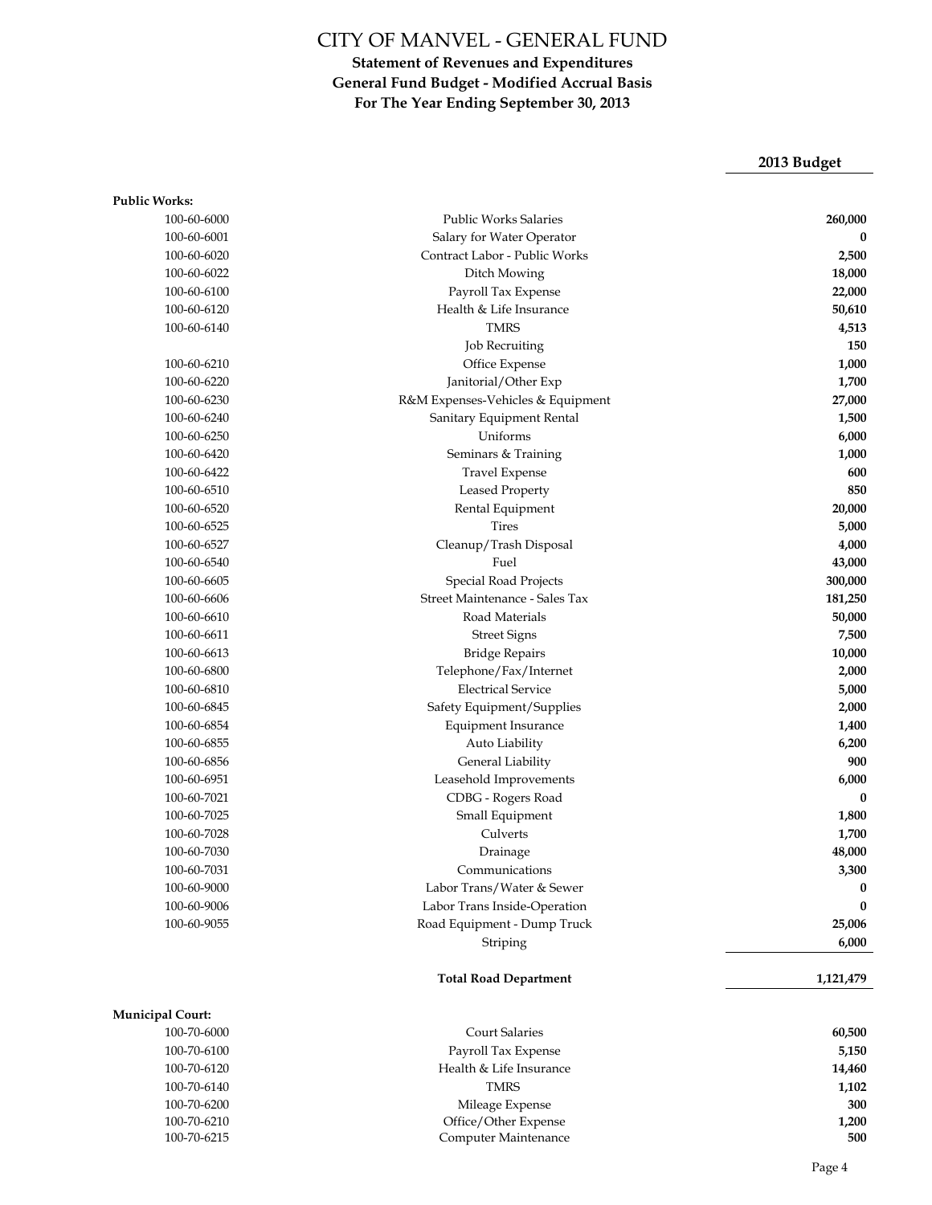# CITY OF MANVEL - GENERAL FUND

## Statement of Revenues and Expenditures
## General Fund Budget - Modified Accrual Basis
## For The Year Ending September 30, 2013

| | | 2013 Budget |
|---|---|---|
| **Public Works:** | | |
| 100-60-6000 | Public Works Salaries | **260,000** |
| 100-60-6001 | Salary for Water Operator | **0** |
| 100-60-6020 | Contract Labor - Public Works | **2,500** |
| 100-60-6022 | Ditch Mowing | **18,000** |
| 100-60-6100 | Payroll Tax Expense | **22,000** |
| 100-60-6120 | Health & Life Insurance | **50,610** |
| 100-60-6140 | TMRS | **4,513** |
| | Job Recruiting | **150** |
| 100-60-6210 | Office Expense | **1,000** |
| 100-60-6220 | Janitorial/Other Exp | **1,700** |
| 100-60-6230 | R&M Expenses-Vehicles & Equipment | **27,000** |
| 100-60-6240 | Sanitary Equipment Rental | **1,500** |
| 100-60-6250 | Uniforms | **6,000** |
| 100-60-6420 | Seminars & Training | **1,000** |
| 100-60-6422 | Travel Expense | **600** |
| 100-60-6510 | Leased Property | **850** |
| 100-60-6520 | Rental Equipment | **20,000** |
| 100-60-6525 | Tires | **5,000** |
| 100-60-6527 | Cleanup/Trash Disposal | **4,000** |
| 100-60-6540 | Fuel | **43,000** |
| 100-60-6605 | Special Road Projects | **300,000** |
| 100-60-6606 | Street Maintenance - Sales Tax | **181,250** |
| 100-60-6610 | Road Materials | **50,000** |
| 100-60-6611 | Street Signs | **7,500** |
| 100-60-6613 | Bridge Repairs | **10,000** |
| 100-60-6800 | Telephone/Fax/Internet | **2,000** |
| 100-60-6810 | Electrical Service | **5,000** |
| 100-60-6845 | Safety Equipment/Supplies | **2,000** |
| 100-60-6854 | Equipment Insurance | **1,400** |
| 100-60-6855 | Auto Liability | **6,200** |
| 100-60-6856 | General Liability | **900** |
| 100-60-6951 | Leasehold Improvements | **6,000** |
| 100-60-7021 | CDBG - Rogers Road | **0** |
| 100-60-7025 | Small Equipment | **1,800** |
| 100-60-7028 | Culverts | **1,700** |
| 100-60-7030 | Drainage | **48,000** |
| 100-60-7031 | Communications | **3,300** |
| 100-60-9000 | Labor Trans/Water & Sewer | **0** |
| 100-60-9006 | Labor Trans Inside-Operation | **0** |
| 100-60-9055 | Road Equipment - Dump Truck | **25,006** |
| | Striping | **6,000** |
| | **Total Road Department** | **1,121,479** |
| **Municipal Court:** | | |
| 100-70-6000 | Court Salaries | **60,500** |
| 100-70-6100 | Payroll Tax Expense | **5,150** |
| 100-70-6120 | Health & Life Insurance | **14,460** |
| 100-70-6140 | TMRS | **1,102** |
| 100-70-6200 | Mileage Expense | **300** |
| 100-70-6210 | Office/Other Expense | **1,200** |
| 100-70-6215 | Computer Maintenance | **500** |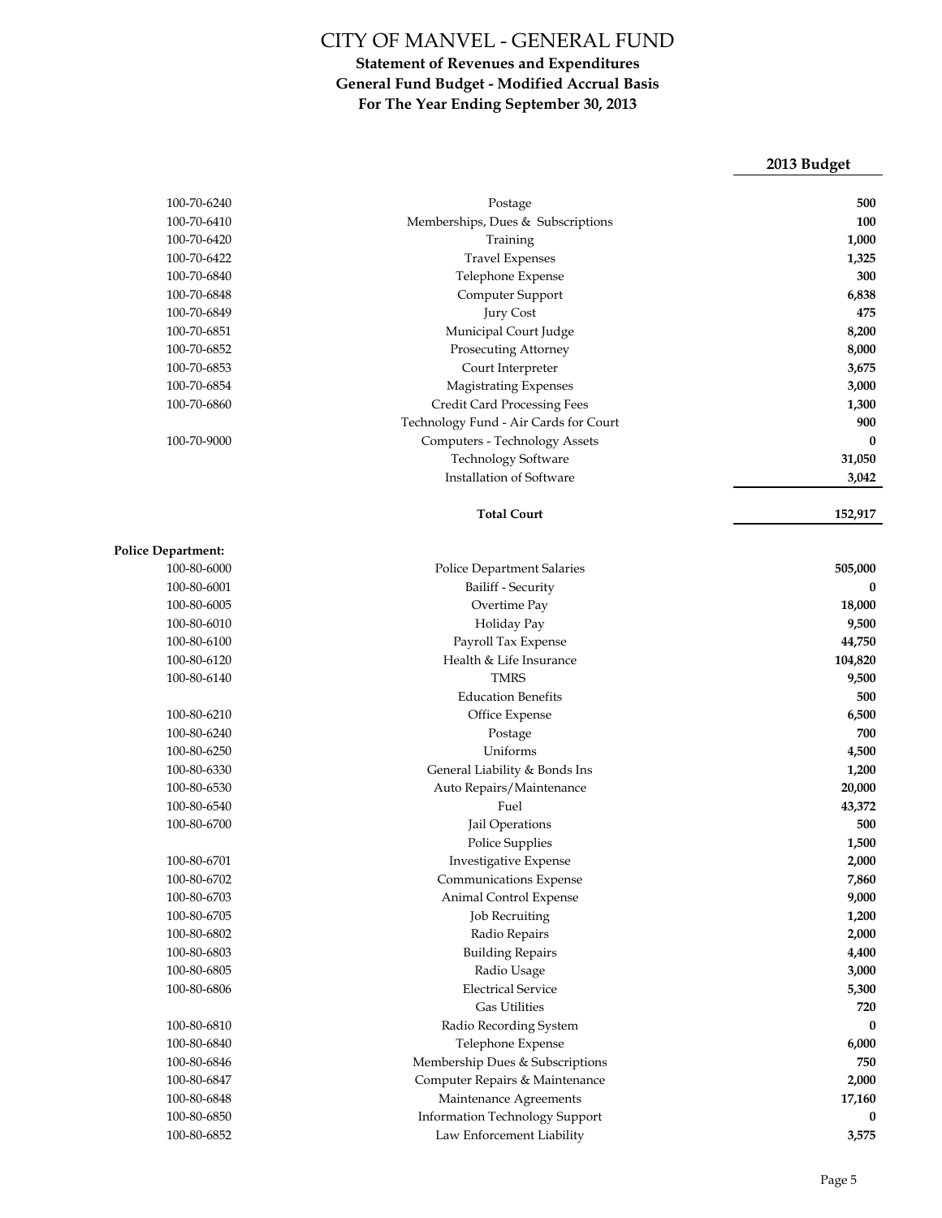# CITY OF MANVEL - GENERAL FUND

## Statement of Revenues and Expenditures
## General Fund Budget - Modified Accrual Basis
## For The Year Ending September 30, 2013

| Account | Description | 2013 Budget |
|---|---|---|
| 100-70-6240 | Postage | **500** |
| 100-70-6410 | Memberships, Dues & Subscriptions | **100** |
| 100-70-6420 | Training | **1,000** |
| 100-70-6422 | Travel Expenses | **1,325** |
| 100-70-6840 | Telephone Expense | **300** |
| 100-70-6848 | Computer Support | **6,838** |
| 100-70-6849 | Jury Cost | **475** |
| 100-70-6851 | Municipal Court Judge | **8,200** |
| 100-70-6852 | Prosecuting Attorney | **8,000** |
| 100-70-6853 | Court Interpreter | **3,675** |
| 100-70-6854 | Magistrating Expenses | **3,000** |
| 100-70-6860 | Credit Card Processing Fees | **1,300** |
| | Technology Fund - Air Cards for Court | **900** |
| 100-70-9000 | Computers - Technology Assets | **0** |
| | Technology Software | **31,050** |
| | Installation of Software | **3,042** |
| | **Total Court** | **152,917** |
| **Police Department:** | | |
| 100-80-6000 | Police Department Salaries | **505,000** |
| 100-80-6001 | Bailiff - Security | **0** |
| 100-80-6005 | Overtime Pay | **18,000** |
| 100-80-6010 | Holiday Pay | **9,500** |
| 100-80-6100 | Payroll Tax Expense | **44,750** |
| 100-80-6120 | Health & Life Insurance | **104,820** |
| 100-80-6140 | TMRS | **9,500** |
| | Education Benefits | **500** |
| 100-80-6210 | Office Expense | **6,500** |
| 100-80-6240 | Postage | **700** |
| 100-80-6250 | Uniforms | **4,500** |
| 100-80-6330 | General Liability & Bonds Ins | **1,200** |
| 100-80-6530 | Auto Repairs/Maintenance | **20,000** |
| 100-80-6540 | Fuel | **43,372** |
| 100-80-6700 | Jail Operations | **500** |
| | Police Supplies | **1,500** |
| 100-80-6701 | Investigative Expense | **2,000** |
| 100-80-6702 | Communications Expense | **7,860** |
| 100-80-6703 | Animal Control Expense | **9,000** |
| 100-80-6705 | Job Recruiting | **1,200** |
| 100-80-6802 | Radio Repairs | **2,000** |
| 100-80-6803 | Building Repairs | **4,400** |
| 100-80-6805 | Radio Usage | **3,000** |
| 100-80-6806 | Electrical Service | **5,300** |
| | Gas Utilities | **720** |
| 100-80-6810 | Radio Recording System | **0** |
| 100-80-6840 | Telephone Expense | **6,000** |
| 100-80-6846 | Membership Dues & Subscriptions | **750** |
| 100-80-6847 | Computer Repairs & Maintenance | **2,000** |
| 100-80-6848 | Maintenance Agreements | **17,160** |
| 100-80-6850 | Information Technology Support | **0** |
| 100-80-6852 | Law Enforcement Liability | **3,575** |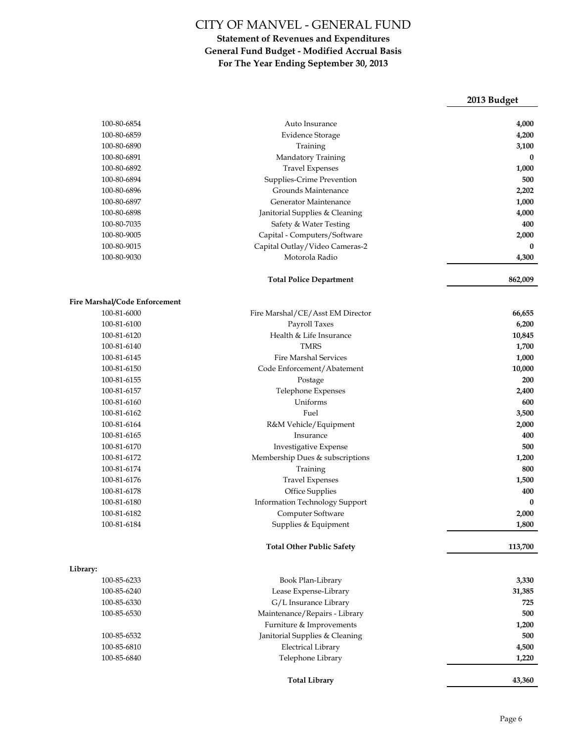# CITY OF MANVEL - GENERAL FUND

## Statement of Revenues and Expenditures
## General Fund Budget - Modified Accrual Basis
## For The Year Ending September 30, 2013

| | | 2013 Budget |
|---|---|---|
| 100-80-6854 | Auto Insurance | **4,000** |
| 100-80-6859 | Evidence Storage | **4,200** |
| 100-80-6890 | Training | **3,100** |
| 100-80-6891 | Mandatory Training | **0** |
| 100-80-6892 | Travel Expenses | **1,000** |
| 100-80-6894 | Supplies-Crime Prevention | **500** |
| 100-80-6896 | Grounds Maintenance | **2,202** |
| 100-80-6897 | Generator Maintenance | **1,000** |
| 100-80-6898 | Janitorial Supplies & Cleaning | **4,000** |
| 100-80-7035 | Safety & Water Testing | **400** |
| 100-80-9005 | Capital - Computers/Software | **2,000** |
| 100-80-9015 | Capital Outlay/Video Cameras-2 | **0** |
| 100-80-9030 | Motorola Radio | **4,300** |
| | **Total Police Department** | **862,009** |
| **Fire Marshal/Code Enforcement** | | |
| 100-81-6000 | Fire Marshal/CE/Asst EM Director | **66,655** |
| 100-81-6100 | Payroll Taxes | **6,200** |
| 100-81-6120 | Health & Life Insurance | **10,845** |
| 100-81-6140 | TMRS | **1,700** |
| 100-81-6145 | Fire Marshal Services | **1,000** |
| 100-81-6150 | Code Enforcement/Abatement | **10,000** |
| 100-81-6155 | Postage | **200** |
| 100-81-6157 | Telephone Expenses | **2,400** |
| 100-81-6160 | Uniforms | **600** |
| 100-81-6162 | Fuel | **3,500** |
| 100-81-6164 | R&M Vehicle/Equipment | **2,000** |
| 100-81-6165 | Insurance | **400** |
| 100-81-6170 | Investigative Expense | **500** |
| 100-81-6172 | Membership Dues & subscriptions | **1,200** |
| 100-81-6174 | Training | **800** |
| 100-81-6176 | Travel Expenses | **1,500** |
| 100-81-6178 | Office Supplies | **400** |
| 100-81-6180 | Information Technology Support | **0** |
| 100-81-6182 | Computer Software | **2,000** |
| 100-81-6184 | Supplies & Equipment | **1,800** |
| | **Total Other Public Safety** | **113,700** |
| **Library:** | | |
| 100-85-6233 | Book Plan-Library | **3,330** |
| 100-85-6240 | Lease Expense-Library | **31,385** |
| 100-85-6330 | G/L Insurance Library | **725** |
| 100-85-6530 | Maintenance/Repairs - Library | **500** |
| | Furniture & Improvements | **1,200** |
| 100-85-6532 | Janitorial Supplies & Cleaning | **500** |
| 100-85-6810 | Electrical Library | **4,500** |
| 100-85-6840 | Telephone Library | **1,220** |
| | **Total Library** | **43,360** |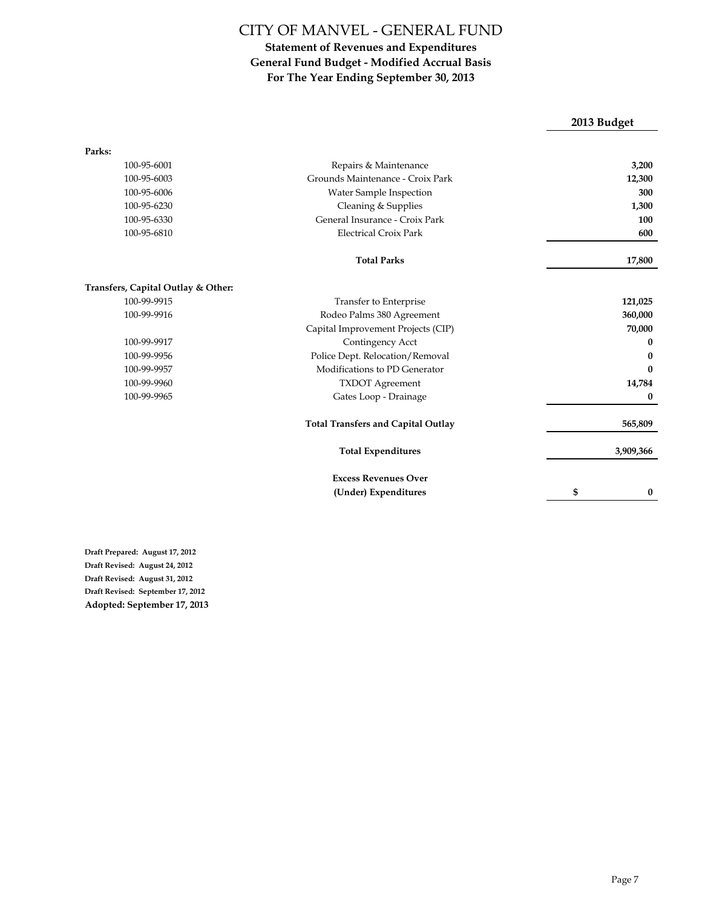# CITY OF MANVEL - GENERAL FUND

**Statement of Revenues and Expenditures**
**General Fund Budget - Modified Accrual Basis**
**For The Year Ending September 30, 2013**

| | | 2013 Budget |
|---|---|---|
| **Parks:** | | |
| 100-95-6001 | Repairs & Maintenance | **3,200** |
| 100-95-6003 | Grounds Maintenance - Croix Park | **12,300** |
| 100-95-6006 | Water Sample Inspection | **300** |
| 100-95-6230 | Cleaning & Supplies | **1,300** |
| 100-95-6330 | General Insurance - Croix Park | **100** |
| 100-95-6810 | Electrical Croix Park | **600** |
| | **Total Parks** | **17,800** |
| **Transfers, Capital Outlay & Other:** | | |
| 100-99-9915 | Transfer to Enterprise | **121,025** |
| 100-99-9916 | Rodeo Palms 380 Agreement | **360,000** |
| | Capital Improvement Projects (CIP) | **70,000** |
| 100-99-9917 | Contingency Acct | **0** |
| 100-99-9956 | Police Dept. Relocation/Removal | **0** |
| 100-99-9957 | Modifications to PD Generator | **0** |
| 100-99-9960 | TXDOT Agreement | **14,784** |
| 100-99-9965 | Gates Loop - Drainage | **0** |
| | **Total Transfers and Capital Outlay** | **565,809** |
| | **Total Expenditures** | **3,909,366** |
| | **Excess Revenues Over (Under) Expenditures** | **$ 0** |

**Draft Prepared: August 17, 2012**
**Draft Revised: August 24, 2012**
**Draft Revised: August 31, 2012**
**Draft Revised: September 17, 2012**
**Adopted: September 17, 2013**